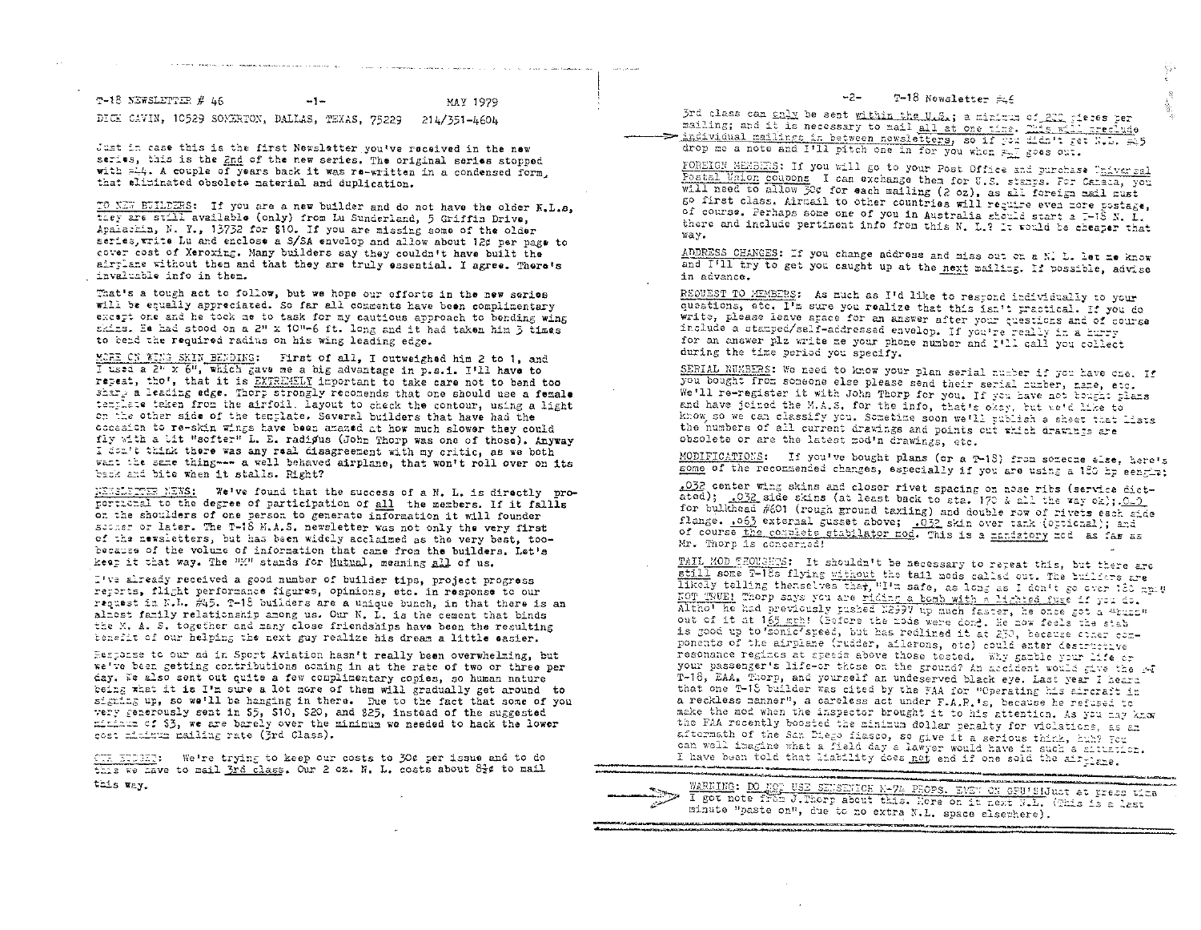T-18 NEWSLETTER # 46 — MAY 1979

DICK CAVIN, 10529 SOMERTON, DALLAS, TEXAS, 75229 214/351-4604

Just in case this is the first Newsletter you've received in the new series, this is the 2nd of the new series. The original series stopped with #44. A couple of years back it was re-written in a condensed form, that eliminated obsolete material and duplication.

TO NEW BUILDERS: If you are a new builder and do not have the older N.L.s, they are still available (only) from Lu Sunderland, 5 Griffin Drive, Apalachin, N. Y., 13732 for $10. If you are missing some of the older series, write Lu and enclose a S/SA envelop and allow about 12¢ per page to cover cost of Xeroxing. Many builders say they couldn't have built the airplane without them and that they are truly essential. I agree. There's invaluable info in them.

That's a tough act to follow, but we hope our efforts in the new series will be equally appreciated. So far all comments have been complimentary except one and he took me to task for my cautious approach to bending wing skins. He had stood on a 2" x 10"-6 ft. long and it had taken him 5 times to bend the required radius on his wing leading edge.

MORE ON WING SKIN BENDING: First of all, I outweighed him 2 to 1, and I used a 2" x 6", which gave me a big advantage in p.s.i. I'll have to repeat, tho', that it is EXTREMELY important to take care not to bend too sharp a leading edge. Thorp strongly recomends that one should use a female template taken from the airfoil layout to check the contour, using a light on the other side of the template. Several builders that have had the occasion to re-skin wings have been amazed at how much slower they could fly with a bit "softer" L. E. radius (John Thorp was one of those). Anyway I don't think there was any real disagreement with my critic, as we both want the same thing--- a well behaved airplane, that won't roll over on its back and bite when it stalls. Right?

NEWSLETTER NEWS: We've found that the success of a N. L. is directly proportional to the degree of participation of all the members. If it falls on the shoulders of one person to generate information it will founder sooner or later. The T-18 M.A.S. newsletter was not only the very first of the newsletters, but has been widely acclaimed as the very best, too-because of the volume of information that came from the builders. Let's keep it that way. The "M" stands for Mutual, meaning all of us.

I've already received a good number of builder tips, project progress reports, flight performance figures, opinions, etc. in response to our request in N.L. #45. T-18 builders are a unique bunch, in that there is an almost family relationship among us. Our N. L. is the cement that binds the M. A. S. together and many close friendships have been the resulting benefit of our helping the next guy realize his dream a little easier.

Response to our ad in Sport Aviation hasn't really been overwhelming, but we've been getting contributions coming in at the rate of two or three per day. We also sent out quite a few complimentary copies, so human nature being what it is I'm sure a lot more of them will gradually get around to signing up, so we'll be hanging in there. Due to the fact that some of you very generously sent in $5, $10, $20, and $25, instead of the suggested minimum of $3, we are barely over the minimum we needed to hack the lower cost minimum mailing rate (3rd Class).

OUR BUDGET: We're trying to keep our costs to 30¢ per issue and to do this we have to mail 3rd class. Our 2 oz. N. L. costs about 8½¢ to mail this way.

3rd class can only be sent within the U.S.; a minimum of 200 pieces per mailing; and it is necessary to mail all at one time. This will preclude individual mailings in between newsletters, so if you didn't get N.L. #45 drop me a note and I'll pitch one in for you when #47 goes out.

FOREIGN MEMBERS: If you will go to your Post Office and purchase Universal Postal Union coupons I can exchange them for U.S. stamps. For Canada, you will need to allow 30¢ for each mailing (2 oz), as all foreign mail must go first class. Airmail to other countries will require even more postage, of course. Perhaps some one of you in Australia should start a T-18 N. L. there and include pertinent info from this N. L.? It would be cheaper that way.

ADDRESS CHANGES: If you change address and miss out on a N. L. let me know and I'll try to get you caught up at the next mailing. If possible, advise in advance.

REQUEST TO MEMBERS: As much as I'd like to respond individually to your questions, etc. I'm sure you realize that this isn't practical. If you do write, please leave space for an answer after your questions and of course include a stamped/self-addressed envelop. If you're really in a hurry for an answer plz write me your phone number and I'll call you collect during the time period you specify.

SERIAL NUMBERS: We need to know your plan serial number if you have one. If you bought from someone else please send their serial number, name, etc. We'll re-register it with John Thorp for you. If you have not bought plans and have joined the M.A.S. for the info, that's okay, but we'd like to know, so we can classify you. Sometime soon we'll publish a sheet that lists the numbers of all current drawings and points out which drawings are obsolete or are the latest mod'n drawings, etc.

MODIFICATIONS: If you've bought plans (or a T-18) from someone else, here's some of the recommended changes, especially if you are using a 180 hp engine:

.032 center wing skins and closer rivet spacing on nose ribs (service dictated); .032 side skins (at least back to sta. 170 & all the way ok); .040 for bulkhead #601 (rough ground taxiing) and double row of rivets each side flange. .063 external gusset above; .032 skin over tank (optional); and of course the complete stabilator mod. This is a mandatory mod as far as Mr. Thorp is concerned!

TAIL MOD THOUGHTS: It shouldn't be necessary to repeat this, but there are still some T-18s flying without the tail mods called out. The builders are likely telling themselves that, "I'm safe, as long as I don't go over 180 mph" NOT TRUE! Thorp says you are riding a bomb with a lighted fuse if you do. Altho' he had previously pushed N2997 up much faster, he once got a "buzz" out of it at 165 mph! (Before the mods were done. He now feels the stab is good up to 'sonic' speed, but has redlined it at 230, because other components of the airplane (rudder, ailerons, etc) could enter destructive resonance regimes at speeds above those tested. Why gamble your life or your passenger's life-or those on the ground? An accident would give the T-18, EAA, Thorp, and yourself an undeserved black eye. Last year I heard that one T-18 builder was cited by the FAA for "Operating his aircraft in a reckless manner", a careless act under F.A.R.'s, because he refused to make the mod when the inspector brought it to his attention. As you may know the FAA recently boosted the minimum dollar penalty for violations, as an aftermath of the San Diego fiasco, so give it a serious think, huh? You can well imagine what a field day a lawyer would have in such a situation. I have been told that liability does not end if one sold the airplane.

WARNING: DO NOT USE SENSENICH K-74 PROPS. EVEN ON GPU'S! Just at press time I got note from J.Thorp about this. More on it next N.L. (This is a last minute "paste on", due to no extra N.L. space elsewhere).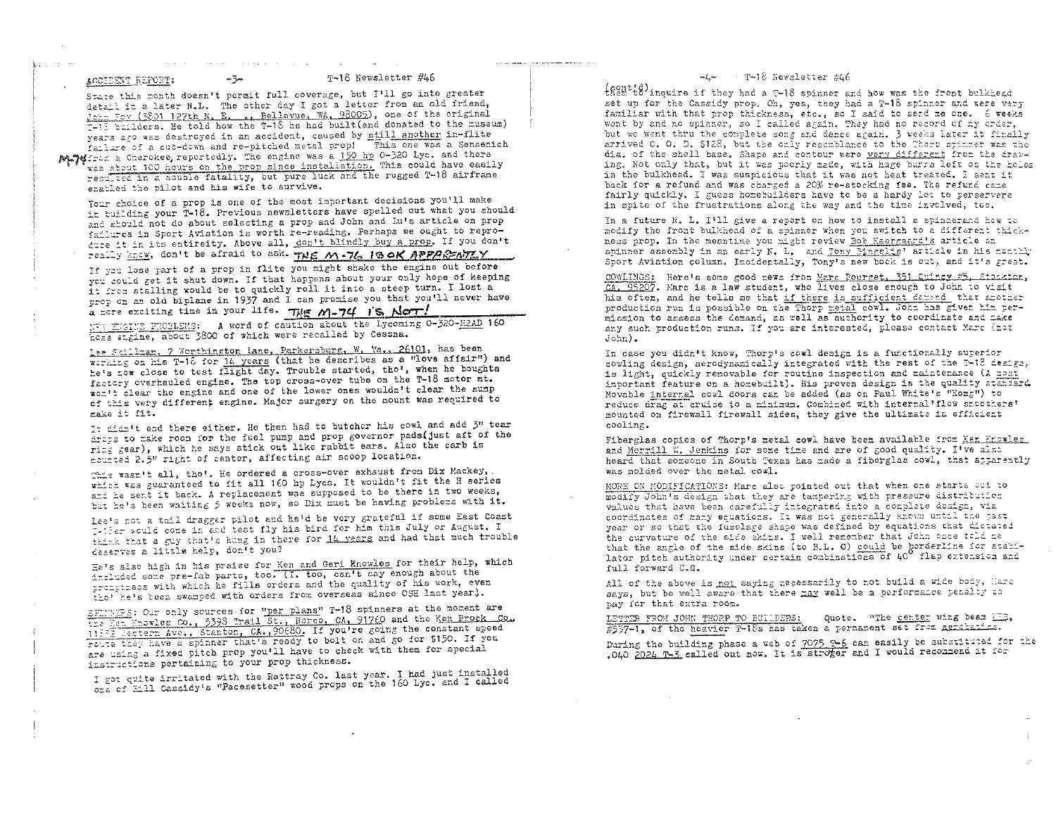ACCIDENT REPORT: Space this month doesn't permit full coverage, but I'll go into greater detail in a later N.L. The other day I got a letter from an old friend, John Roy (5801 127th N. E. ., Bellevue, WA. 98005), one of the original T-18 builders. He told how the T-18 he had built (and donated to the museum) years ago was destroyed in an accident, caused by still another in-flite failure of a cut-down and re-pitched metal prop! This one was a Sensenich M-74 from a Cherokee, reportedly. The engine was a 150 hp O-320 Lyc. and there was about 100 hours on the prop since installation. This could have easily resulted in a double fatality, but pure luck and the rugged T-18 airframe enabled the pilot and his wife to survive.

Your choice of a prop is one of the most important decisions you'll make in building your T-18. Previous newsletters have spelled out what you should and should not do about selecting a prop and John and Lu's article on prop failures in Sport Aviation is worth re-reading. Perhaps we ought to reproduce it in its entirety. Above all, don't blindly buy a prop. If you don't really know, don't be afraid to ask. THE M-76 IS OK APPARENTLY

If you lose part of a prop in flite you might shake the engine out before you could get it shut down. If that happens about your only hope of keeping it from stalling would be to quickly roll it into a steep turn. I lost a prop on an old biplane in 1937 and I can promise you that you'll never have a more exciting time in your life. THE M-74 IS NOT!

NEW ENGINE PROBLEMS: A word of caution about the Lycoming O-320-H2AD 160 hoss engine, about 3800 of which were recalled by Cessna.

Lee Skillman, 7 Worthington Lane, Parkersburg, W. Va., 26101, has been working on his T-18 for 14 years (that he describes as a "love affair") and he's now close to test flight day. Trouble started, tho', when he boughta factory overhauled engine. The top cross-over tube on the T-18 motor mt. won't clear the engine and one of the lower ones wouldn't clear the sump of this very different engine. Major surgery on the mount was required to make it fit.

It didn't end there either. He then had to butcher his cowl and add 3" tear drops to make room for the fuel pump and prop governor pads(just aft of the ring gear), which he says stick out like rabbit ears. Also the carb is mounted 2.5" right of center, affecting air scoop location.

This wasn't all, tho'. He ordered a cross-over exhaust from Dix Mackey, which was guaranteed to fit all 160 hp Lycs. It wouldn't fit the H series and he sent it back. A replacement was supposed to be there in two weeks, but he's been waiting 5 weeks now, so Dix must be having problems with it.

Lee's not a tail dragger pilot and he'd be very grateful if some East Coast T-18er would come in and test fly his bird for him this July or August. I think that a guy that's hung in there for 14 years and had that much trouble deserves a little help, don't you?

He's also high in his praise for Ken and Geri Knowles for their help, which included some pre-fab parts, too. (I, too, can't say enough about the promptness with which he fills orders and the quality of his work, even tho' he's been swamped with orders from overseas since OSH last year).

SPINNERS: Our only sources for "per plans" T-18 spinners at the moment are the Ken Knowles Co., 5398 Trail St., Norco, CA. 91760 and the Ken Brock Co., 11852 Western Ave., Stanton, CA., 90680. If you're going the constant speed route they have a spinner that's ready to bolt on and go for $150. If you are using a fixed pitch prop you'll have to check with them for special instructions pertaining to your prop thickness.

I got quite irritated with the Rattray Co. last year. I had just installed one of Bill Cassidy's "Pacesetter" wood props on the 160 Lyc. and I called (cont'd) them to inquire if they had a T-18 spinner and how was the front bulkhead set up for the Cassidy prop. Oh, yes, they had a T-18 spinner and were very familiar with that prop thickness, etc., so I said to send me one. 6 weeks went by and no spinner, so I called again. They had no record of my order, but we went thru the complete song and dance again. 3 weeks later it finally arrived C. O. D. $128, but the only resemblance to the Thorp spinner was the dia. of the shell base. Shape and contour were very different from the drawing. Not only that, but it was poorly made, with huge burrs left on the holes in the bulkhead. I was suspicious that it was not heat treated. I sent it back for a refund and was charged a 20% re-stocking fee. The refund came fairly quickly. I guess homebuilders have to be a hardy lot to perservere in spite of the frustrations along the way and the time involved, too.

In a future N. L. I'll give a report on how to install a spinnerand how to modify the front bulkhead of a spinner when you switch to a different thickness prop. In the meantime you might review Bob Kaergaard's article on spinner assembly in an early N. L. and Tony Bingelis' article in his monthly Sport Aviation column. Incidentally, Tony's new book is out, and it's great.

COWLINGS: Here's some good news from Marc Bourget, 351 Quincy #5, Stockton, CA. 95207. Marc is a law student, who lives close enough to John to visit him often, and he tells me that if there is sufficient demand that another production run is possible on the Thorp metal cowl. John has given him permission to assess the demand, as well as authority to coordinate and make any such production runs. If you are interested, please contact Marc (not John).

In case you didn't know, Thorp's cowl design is a functionally superior cowling design, aerodynamically integrated with the rest of the T-18 design, is light, quickly removable for routine inspection and maintenance (A most important feature on a homebuilt). His proven design is the quality standard. Movable internal cowl doors can be added (as on Paul White's "Kong") to reduce drag at cruise to a minimum. Combined with internal flow smoothers' mounted on firewall firewall sides, they give the ultimate in efficient cooling.

Fiberglas copies of Thorp's metal cowl have been available from Ken Knowles and Merrill W. Jenkins for some time and are of good quality. I've also heard that someone in South Texas has made a fiberglas cowl, that apparently was molded over the metal cowl.

MORE ON MODIFICATIONS: Marc also pointed out that when one starts out to modify John's design that they are tampering with pressure distribution values that have been carefully integrated into a complete design, via coordinates of many equations. It was not generally known until the past year or so that the fuselage shape was defined by equations that dictated the curvature of the side skins. I well remember that John once told me that the angle of the side skins (to B.L. 0) could be borderline for stabilator pitch authority under certain combinations of 40° flap extension and full forward C.G.

All of the above is not saying necessarily to not build a wide body, Marc says, but be well aware that there may well be a performance penalty to pay for that extra room.

LETTER FROM JOHN THORP TO BUILDERS: Quote. "The center wing beam WEB, #537-1, of the heavier T-18s has taken a permanent set from aerobatics.

During the building phase a web of 7075 T-6 can easily be substituted for the .040 2024 T-3 called out now. It is stroger and I would recommend it for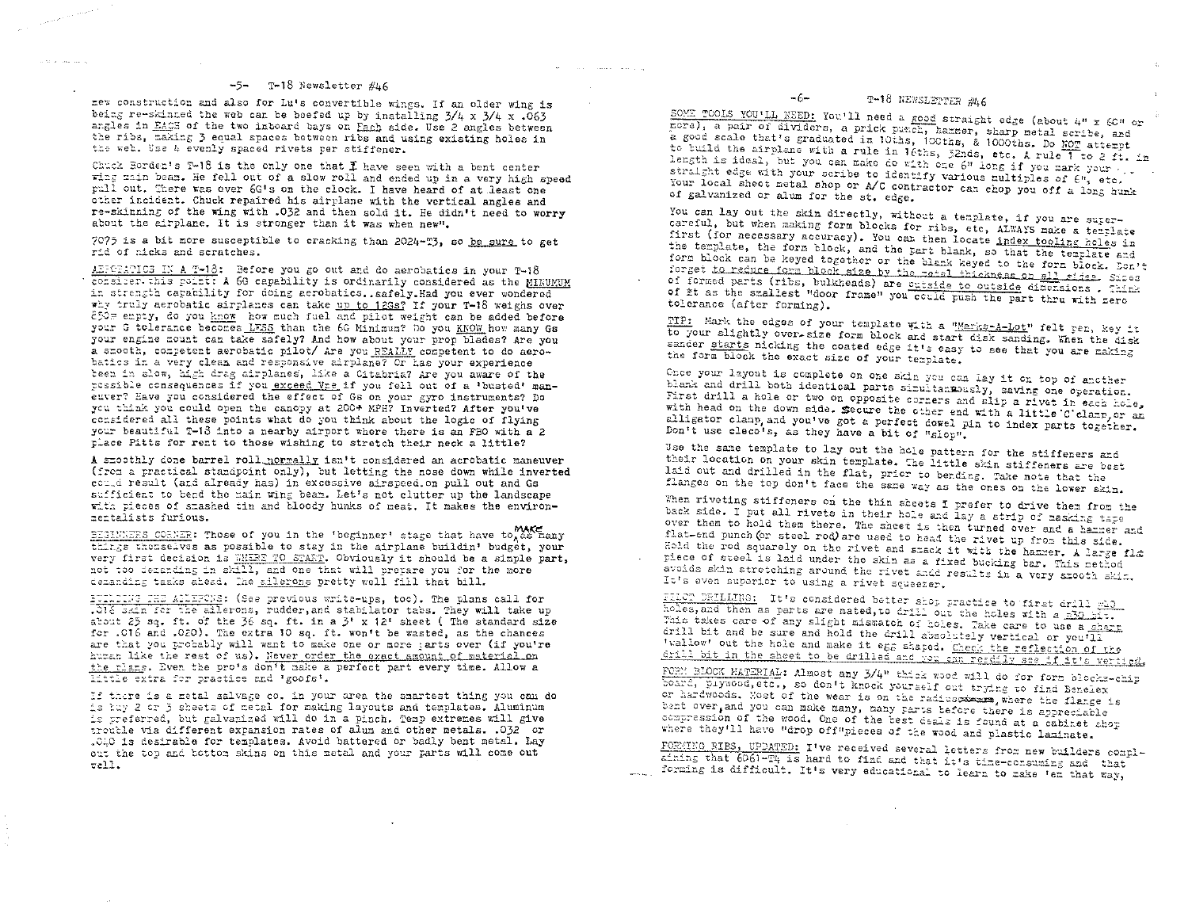new construction and also for Lu's convertible wings. If an older wing is being re-skinned the web can be beefed up by installing 3/4 x 3/4 x .063 angles in EACH of the two inboard bays on Each side. Use 2 angles between the ribs, making 3 equal spaces between ribs and using existing holes in the web. Use 4 evenly spaced rivets per stiffener.

Chuck Border's T-18 is the only one that I have seen with a bent center wing main beam. He fell out of a slow roll and ended up in a very high speed pull out. There was over 6G's on the clock. I have heard of at least one other incident. Chuck repaired his airplane with the vertical angles and re-skinning of the wing with .032 and then sold it. He didn't need to worry about the airplane. It is stronger than it was when new".

7075 is a bit more susceptible to cracking than 2024-T3, so be sure to get rid of nicks and scratches.

AEROBATICS IN A T-18: Before you go out and do aerobatics in your T-18 consider this point: A 6G capability is ordinarily considered as the MINIMUM in strength capability for doing aerobatics..safely.Had you ever wondered why truly aerobatic airplanes can take up to 12Gs? If your T-18 weighs over 850# empty, do you know how much fuel and pilot weight can be added before your G tolerance becomes LESS than the 6G Minimum? Do you KNOW how many Gs your engine mount can take safely? And how about your prop blades? Are you a smooth, competent aerobatic pilot/ Are you REALLY competent to do aerobatics in a very clean and responsive airplane? Or has your experience been in slow, high drag airplanes, like a Citabria? Are you aware of the possible consequences if you exceed Vne if you fell out of a 'busted' maneuver? Have you considered the effect of Gs on your gyro instruments? Do you think you could open the canopy at 200+ MPH? Inverted? After you've considered all these points what do you think about the logic of flying your beautiful T-18 into a nearby airport where there is an FBO with a 2 place Pitts for rent to those wishing to stretch their neck a little?

A smoothly done barrel roll normally isn't considered an acrobatic maneuver (from a practical standpoint only), but letting the nose down while inverted could result (and already has) in excessive airspeed on pull out and Gs sufficient to bend the main wing beam. Let's not clutter up the landscape with pieces of smashed tin and bloody hunks of meat. It makes the environmentalists furious.

BEGINNERS CORNER: Those of you in the 'beginner' stage that have to make as many things themselves as possible to stay in the airplane buildin' budget, your very first decision is WHERE TO START. Obviously it should be a simple part, not too demanding in skill, and one that will prepare you for the more demanding tasks ahead. The ailerons pretty well fill that bill.

BUILDING THE AILERONS: (See previous write-ups, too). The plans call for .016 skin for the ailerons, rudder,and stabilator tabs. They will take up about 25 sq. ft. of the 36 sq. ft. in a 3' x 12' sheet ( The standard size for .016 and .020). The extra 10 sq. ft. won't be wasted, as the chances are that you probably will want to make one or more parts over (if you're human like the rest of us). Never order the exact amount of material on the plans. Even the pro's don't make a perfect part every time. Allow a little extra for practice and 'goofs'.

If there is a metal salvage co. in your area the smartest thing you can do is buy 2 or 3 sheets of metal for making layouts and templates. Aluminum is preferred, but galvanized will do in a pinch. Temp extremes will give trouble via different expansion rates of alum and other metals. .032 or .040 is desirable for templates. Avoid battered or badly bent metal. Lay out the top and bottom skins on this metal and your parts will come out well.

SOME TOOLS YOU'LL NEED: You'll need a good straight edge (about 4" x 60" or more), a pair of dividers, a prick punch, hammer, sharp metal scribe, and a good scale that's graduated in 10ths, 100ths, & 1000ths. Do NOT attempt to build the airplane with a rule in 16ths, 32nds, etc. A rule 1 to 2 ft. in length is ideal, but you can make do with one 6" long if you mark your straight edge with your scribe to identify various multiples of 6", etc. Your local sheet metal shop or A/C contractor can chop you off a long hunk of galvanized or alum for the st. edge.

You can lay out the skin directly, without a template, if you are super-careful, but when making form blocks for ribs, etc, ALWAYS make a template first (for necessary accuracy). You can then locate index tooling holes in the template, the form block, and the part blank, so that the template and form block can be keyed together or the blank keyed to the form block. Don't forget to reduce form block size by the metal thickness on all sides. Sizes of formed parts (ribs, bulkheads) are outside to outside dimensions. Think of it as the smallest "door frame" you could push the part thru with zero tolerance (after forming).

TIP: Mark the edges of your template with a "Marks-A-Lot" felt pen, key it to your slightly over-size form block and start disk sanding. When the disk sander starts nicking the coated edge it's easy to see that you are making the form block the exact size of your template.

Once your layout is complete on one skin you can lay it on top of another blank and drill both identical parts simultaneously, saving one operation. First drill a hole or two on opposite corners and slip a rivet in each hole, with head on the down side. Secure the other end with a little 'C'clamp,or an alligator clamp,and you've got a perfect dowel pin to index parts together. Don't use cleco's, as they have a bit of "slop".

Use the same template to lay out the hole pattern for the stiffeners and their location on your skin template. The little skin stiffeners are best laid out and drilled in the flat, prior to bending. Take note that the flanges on the top don't face the same way as the ones on the lower skin.

When riveting stiffeners on the thin sheets I prefer to drive them from the back side. I put all rivets in their hole and lay a strip of masking tape over them to hold them there. The sheet is then turned over and a hammer and flat-end punch(or steel rod)are used to head the rivet up from this side. Hold the rod squarely on the rivet and smack it with the hammer. A large flat piece of steel is laid under the skin as a fixed bucking bar. This method avoids skin stretching around the rivet and results in a very smooth skin. It's even superior to using a rivet squeezer.

PILOT DRILLING: It's considered better shop practice to first drill #40 holes,and then as parts are mated,to drill out the holes with a #30 bit. This takes care of any slight mismatch of holes. Take care to use a sharp drill bit and be sure and hold the drill absolutely vertical or you'll 'wallow' out the hole and make it egg shaped. Check the reflection of the drill bit in the sheet to be drilled and you can readily see if it's vertical.

FORM BLOCK MATERIAL: Almost any 3/4" thick wood will do for form blocks-chip board, plywood,etc., so don't knock yourself out trying to find Benelex or hardwoods. Most of the wear is on the radius, where the flange is bent over,and you can make many, many parts before there is appreciable compression of the wood. One of the best deals is found at a cabinet shop where they'll have "drop off"pieces of the wood and plastic laminate.

FORMING RIBS, UPDATED: I've received several letters from new builders complaining that 6061-T4 is hard to find and that it's time-consuming and that forming is difficult. It's very educational to learn to make 'em that way,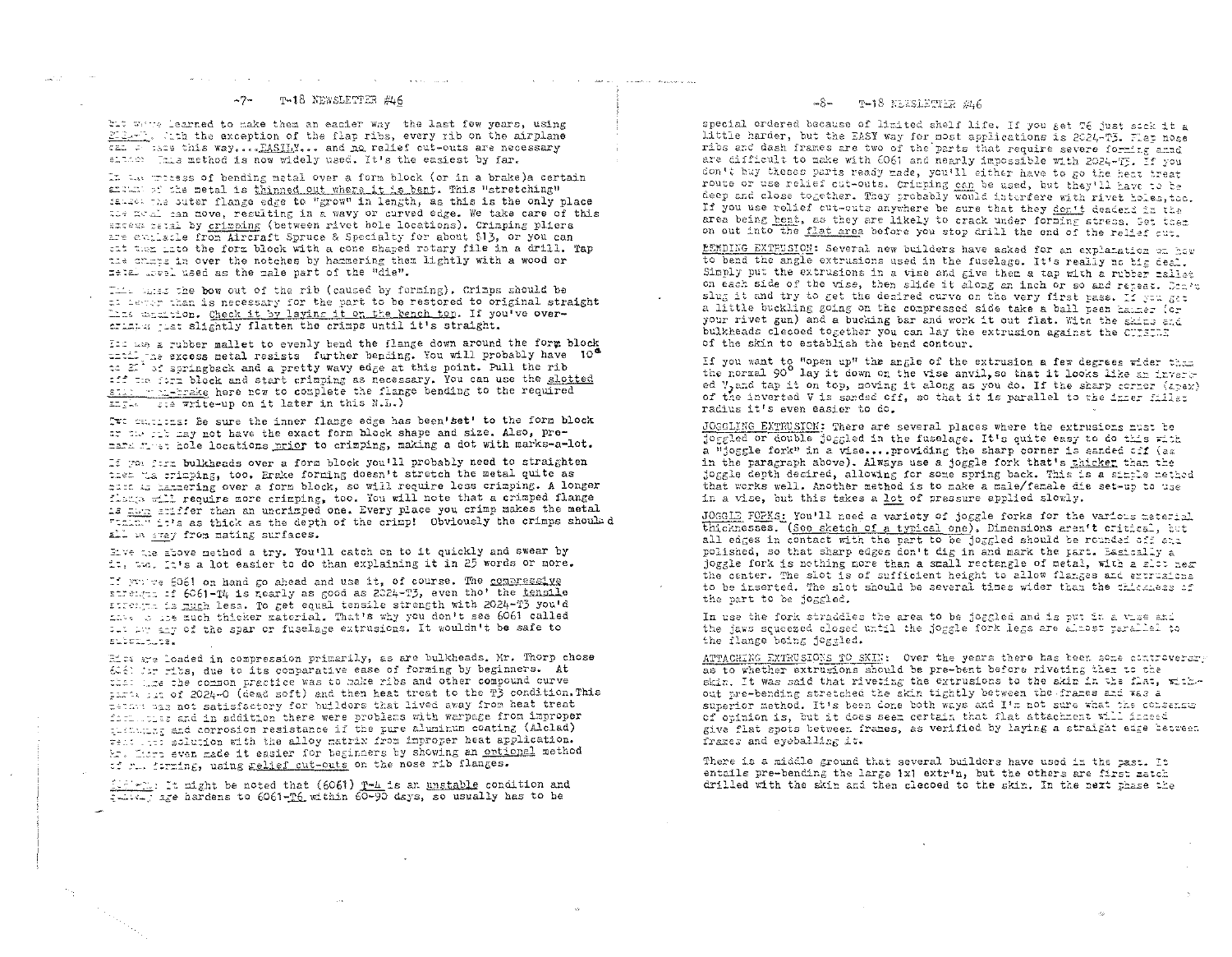but we've learned to make them an easier way the last few years, using crimping. With the exception of the flap ribs, every rib on the airplane can be made this way....EASILY... and no relief cut-outs are necessary either. This method is now widely used. It's the easiest by far.

In the process of bending metal over a form block (or in a brake) a certain amount of the metal is thinned out where it is bent. This "stretching" causes the outer flange edge to "grow" in length, as this is the only place the metal can move, resulting in a wavy or curved edge. We take care of this excess metal by crimping (between rivet hole locations). Crimping pliers are available from Aircraft Spruce & Specialty for about $13, or you can cut them into the form block with a cone shaped rotary file in a drill. Tap the crimps in over the notches by hammering them lightly with a wood or metal dowel used as the male part of the "die".

This takes the bow out of the rib (caused by forming). Crimps should be no deeper than is necessary for the part to be restored to original straight line condition. Check it by laying it on the bench top. If you've over-crimped just slightly flatten the crimps until it's straight.

First use a rubber mallet to evenly bend the flange down around the form block until the excess metal resists further bending. You will probably have 10° to 20° of springback and a pretty wavy edge at this point. Pull the rib off the form block and start crimping as necessary. You can use the slotted stick hand-brake here now to complete the flange bending to the required angle. (See write-up on it later in this N.L.)

Two cautions: Be sure the inner flange edge has been 'set' to the form block or the rib may not have the exact form block shape and size. Also, pre-mark rivet hole locations prior to crimping, making a dot with marks-a-lot.

If you form bulkheads over a form block you'll probably need to straighten them via crimping, too. Brake forming doesn't stretch the metal quite as much as hammering over a form block, so will require less crimping. A longer flange will require more crimping, too. You will note that a crimped flange is much stiffer than an uncrimped one. Every place you crimp makes the metal "think" it's as thick as the depth of the crimp! Obviously the crimps should all be away from mating surfaces.

Give the above method a try. You'll catch on to it quickly and swear by it, too. It's a lot easier to do than explaining it in 25 words or more.

If you've 6061 on hand go ahead and use it, of course. The compressive strength of 6061-T4 is nearly as good as 2024-T3, even tho' the tensile strength is much less. To get equal tensile strength with 2024-T3 you'd have to use much thicker material. That's why you don't see 6061 called out for any of the spar or fuselage extrusions. It wouldn't be safe to substitute.

Ribs are loaded in compression primarily, as are bulkheads. Mr. Thorp chose 6061 for ribs, due to its comparative ease of forming by beginners. At that time the common practice was to make ribs and other compound curve parts out of 2024-0 (dead soft) and then heat treat to the T3 condition. This method was not satisfactory for builders that lived away from heat treat facilities and in addition there were problems with warpage from improper quenching and corrosion resistance if the pure aluminum coating (Alclad) went into solution with the alloy matrix from improper heat application. Mr. Thorp even made it easier for beginners by showing an optional method of rib forming, using relief cut-outs on the nose rib flanges.

Caution: It might be noted that (6061) T-4 is an unstable condition and naturally age hardens to 6061-T6 within 60-90 days, so usually has to be special ordered because of limited shelf life. If you get T6 just sock it a little harder, but the EASY way for most applications is 2024-T3. Flap nose ribs and dash frames are two of the parts that require severe forming and are difficult to make with 6061 and nearly impossible with 2024-T3. If you don't buy theses parts ready made, you'll either have to go the heat treat route or use relief cut-outs. Crimping can be used, but they'll have to be deep and close together. They probably would interfere with rivet holes, too. If you use relief cut-outs anywhere be sure that they don't deadend in the area being bent, as they are likely to crack under forming stress. Get them on out into the flat area before you stop drill the end of the relief cut.

BENDING EXTRUSION: Several new builders have asked for an explanation on how to bend the angle extrusions used in the fuselage. It's really no big deal. Simply put the extrusions in a vise and give them a tap with a rubber mallet on each side of the vise, then slide it along an inch or so and repeat. Don't slug it and try to get the desired curve on the very first pass. If you get a little buckling going on the compressed side take a ball peen hammer (or your rivet gun) and a bucking bar and work it out flat. With the skins and bulkheads clecoed together you can lay the extrusion against the OUTSIDE of the skin to establish the bend contour.

If you want to "open up" the angle of the extrusion a few degrees wider than the normal 90° lay it down on the vise anvil, so that it looks like an inverted V, and tap it on top, moving it along as you do. If the sharp corner (apex) of the inverted V is sanded off, so that it is parallel to the inner fillet radius it's even easier to do.

JOGGLING EXTRUSION: There are several places where the extrusions must be joggled or double joggled in the fuselage. It's quite easy to do this with a "joggle fork" in a vise....providing the sharp corner is sanded off (as in the paragraph above). Always use a joggle fork that's thicker than the joggle depth desired, allowing for some spring back. This is a simple method that works well. Another method is to make a male/female die set-up to use in a vise, but this takes a lot of pressure applied slowly.

JOGGLE FORKS: You'll need a variety of joggle forks for the various material thicknesses. (See sketch of a typical one). Dimensions aren't critical, but all edges in contact with the part to be joggled should be rounded off and polished, so that sharp edges don't dig in and mark the part. Basically a joggle fork is nothing more than a small rectangle of metal, with a slot near the center. The slot is of sufficient height to allow flanges and extrusions to be inserted. The slot should be several times wider than the thickness of the part to be joggled.

In use the fork straddles the area to be joggled and is put in a vise and the jaws squeezed closed until the joggle fork legs are almost parallel to the flange being joggled.

ATTACHING EXTRUSIONS TO SKIN: Over the years there has been some controversy as to whether extrusions should be pre-bent before riveting them to the skin. It was said that riveting the extrusions to the skin in the flat, without pre-bending stretched the skin tightly between the frames and was a superior method. It's been done both ways and I'm not sure what the consensus of opinion is, but it does seem certain that flat attachment will indeed give flat spots between frames, as verified by laying a straight edge between frames and eyeballing it.

There is a middle ground that several builders have used in the past. It entails pre-bending the large 1x1 extr'n, but the others are first match drilled with the skin and then clecoed to the skin. In the next phase the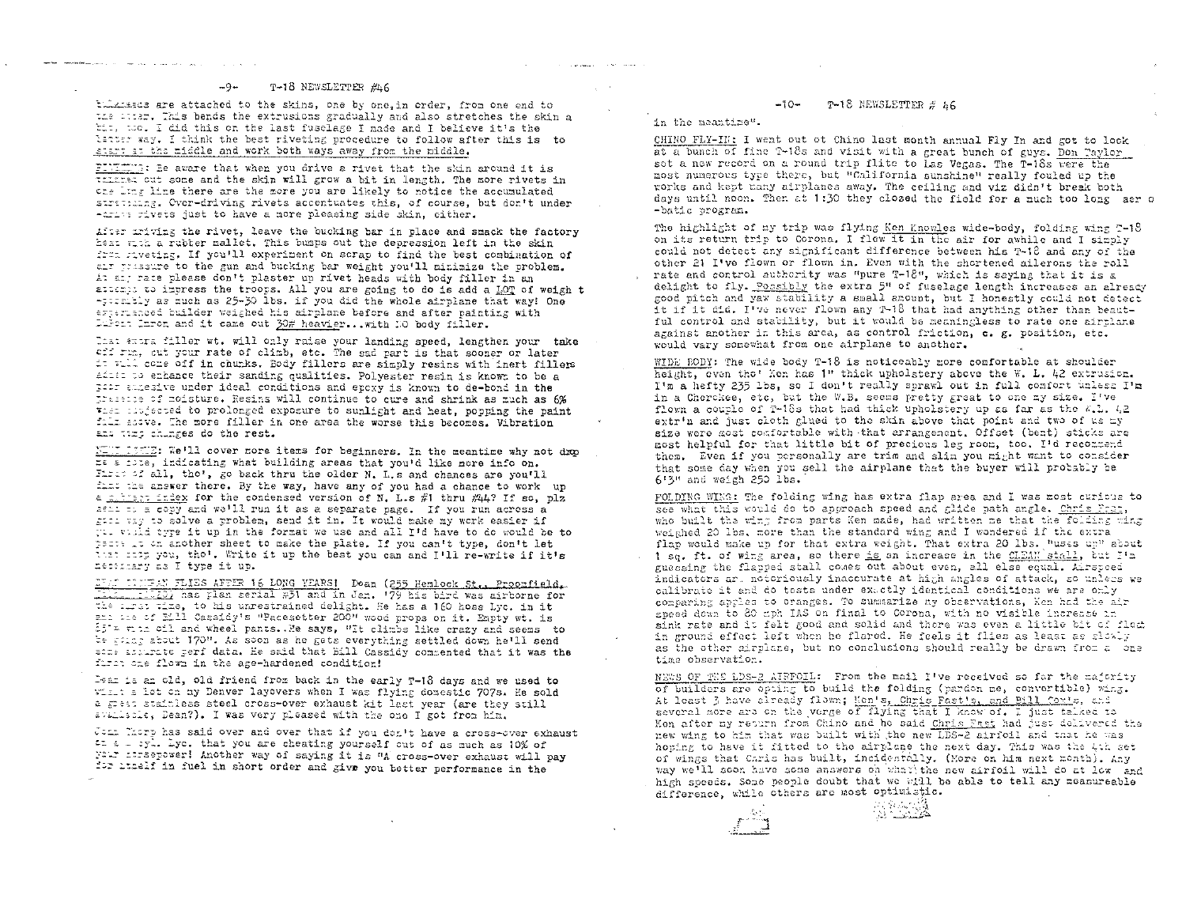bulkheads are attached to the skins, one by one, in order, from one end to the other. This bends the extrusions gradually and also stretches the skin a bit, too. I did this on the last fuselage I made and I believe it's the better way. I think the best riveting procedure to follow after this is to start at the middle and work both ways away from the middle.

RIVETING: Be aware that when you drive a rivet that the skin around it is thinned out some and the skin will grow a bit in length. The more rivets in one long line there are the more you are likely to notice the accumulated stretching. Over-driving rivets accentuates this, of course, but don't under-drive rivets just to have a more pleasing side skin, either.

After driving the rivet, leave the bucking bar in place and smack the factory head with a rubber mallet. This bumps out the depression left in the skin from riveting. If you'll experiment on scrap to find the best combination of air pressure to the gun and bucking bar weight you'll minimize the problem. At any rate please don't plaster up rivet heads with body filler in an attempt to impress the troops. All you are going to do is add a LOT of weight -possibly as much as 25-30 lbs. if you did the whole airplane that way! One experienced builder weighed his airplane before and after painting with DuPont Imron and it came out 30# heavier...with NO body filler.

That extra filler wt. will only raise your landing speed, lengthen your take off run, cut your rate of climb, etc. The sad part is that sooner or later it will come off in chunks. Body fillers are simply resins with inert fillers added to enhance their sanding qualities. Polyester resin is known to be a poor adhesive under ideal conditions and epoxy is known to de-bond in the presence of moisture. Resins will continue to cure and shrink as much as 6% when subjected to prolonged exposure to sunlight and heat, popping the paint film above. The more filler in one area the worse this becomes. Vibration and temp changes do the rest.

NEXT ISSUE: We'll cover more items for beginners. In the meantime why not drop me a note, indicating what building areas that you'd like more info on. First of all, tho', go back thru the older N. L.s and chances are you'll find the answer there. By the way, have any of you had a chance to work up a subject index for the condensed version of N. L.s #1 thru #44? If so, plz send me a copy and we'll run it as a separate page. If you run across a good way to solve a problem, send it in. It would make my work easier if you could type it up in the format we use and all I'd have to do would be to paste it on another sheet to make the plate. If you can't type, don't let that stop you, tho'. Write it up the best you can and I'll re-write if it's necessary as I type it up.

DEAN DURHAN FLIES AFTER 16 LONG YEARS! Dean (255 Hemlock St., Broomfield, Colorado 80020) has plan serial #31 and in Jan. '79 his bird was airborne for the first time, to his unrestrained delight. He has a 160 hoss Lyc. in it and one of Bill Cassidy's "Pacesetter 200" wood props on it. Empty wt. is 95?# with oil and wheel pants. He says, "It climbs like crazy and seems to be going about 170". As soon as he gets everything settled down he'll send some accurate perf data. He said that Bill Cassidy commented that it was the first one flown in the age-hardened condition!

Dean is an old, old friend from back in the early T-18 days and we used to visit a lot on my Denver layovers when I was flying domestic 707s. He sold a great stainless steel cross-over exhaust kit last year (are they still available, Dean?). I was very pleased with the one I got from him.

John Thorp has said over and over that if you don't have a cross-over exhaust on a 4 cyl. Lyc. that you are cheating yourself out of as much as 10% of your horsepower! Another way of saying it is "A cross-over exhaust will pay for itself in fuel in short order and give you better performance in the meantime".

CHINO FLY-IN: I went out ot Chino last month annual Fly In and got to look at a bunch of fine T-18s and visit with a great bunch of guys. Don Taylor set a new record on a round trip flite to Las Vegas. The T-18s were the most numerous type there, but "California sunshine" really fouled up the works and kept many airplanes away. The ceiling and viz didn't break both days until noon. Then at 1:30 they closed the field for a much too long aerobatic program.

The highlight of my trip was flying Ken Knowles wide-body, folding wing T-18 on its return trip to Corona. I flew it in the air for awhile and I simply could not detect any significant difference between his T-18 and any of the other 21 I've flown or flown in. Even with the shortened ailerons the roll rate and control authority was "pure T-18", which is saying that it is a delight to fly. Possibly the extra 5" of fuselage length increases an already good pitch and yaw stability a small amount, but I honestly could not detect it if it did. I've never flown any T-18 that had anything other than beautiful control and stability, but it would be meaningless to rate one airplane against another in this area, as control friction, c. g. position, etc. would vary somewhat from one airplane to another.

WIDE BODY: The wide body T-18 is noticeably more comfortable at shoulder height, even tho' Ken has 1" thick upholstery above the W. L. 42 extrusion. I'm a hefty 235 lbs, so I don't really sprawl out in full comfort unless I'm in a Cherokee, etc, but the W.B. seems pretty great to one my size. I've flown a couple of T-18s that had thick upholstery up as far as the W.L. 42 extr'n and just cloth glued to the skin above that point and two of us my size were most comfortable with that arrangement. Offset (bent) sticks are most helpful for that little bit of precious leg room, too. I'd recommend them. Even if you personally are trim and slim you might want to consider that some day when you sell the airplane that the buyer will probably be 6'3" and weigh 250 lbs.

FOLDING WING: The folding wing has extra flap area and I was most curious to see what this would do to approach speed and glide path angle. Chris Fast, who built the wing from parts Ken made, had written me that the folding wing weighed 20 lbs. more than the standard wing and I wondered if the extra flap would make up for that extra weight. That extra 20 lbs. "uses up" about 1 sq. ft. of wing area, so there is an increase in the CLEAN stall, but I'm guessing the flapped stall comes out about even, all else equal. Airspeed indicators are notoriously inaccurate at high angles of attack, so unless we calibrate it and do tests under exactly identical conditions we are only comparing apples to oranges. To summarize my observations, Ken had the air speed down to 80 mph IAS on final to Corona, with no visible increase in sink rate and it felt good and solid and there was even a little bit of float in ground effect left when he flared. He feels it flies as least as slowly as the other airplane, but no conclusions should really be drawn from a one time observation.

NEWS OF THE LDS-2 AIRFOIL: From the mail I've received so far the majority of builders are opting to build the folding (pardon me, convertible) wing. At least 3 have already flown; Ken's, Chris Fast's, and Bill Cowle, and several more are on the verge of flying that I know of. I just talked to Ken after my return from Chino and he said Chris Fast had just delivered the new wing to him that was built with the new LDS-2 airfoil and that he was hoping to have it fitted to the airplane the next day. This was the 4th set of wings that Chris has built, incidentally. (More on him next month). Any way we'll soon have some answers on what the new airfoil will do at low and high speeds. Some people doubt that we will be able to tell any measureable difference, while others are most optimistic.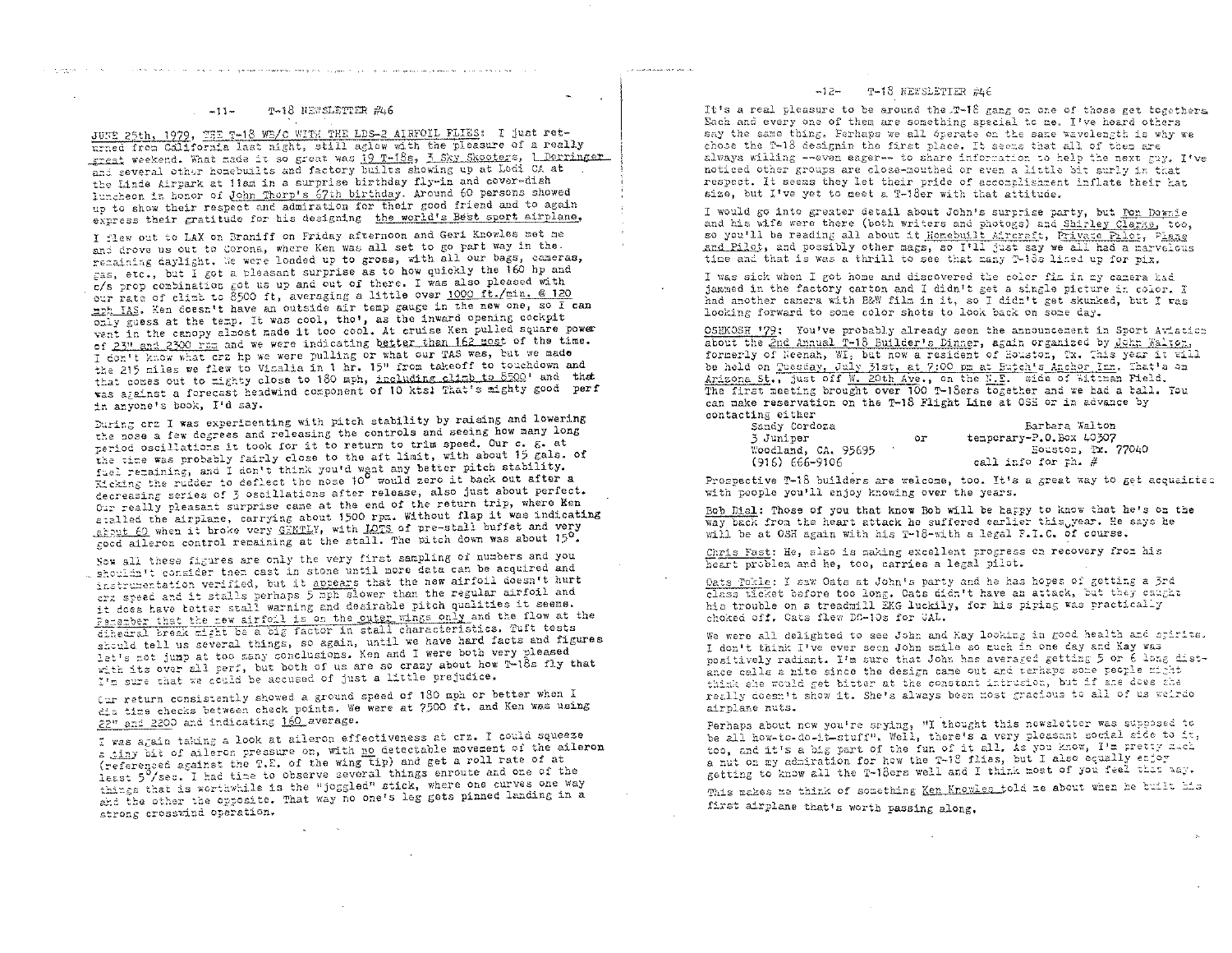JUNE 25th, 1979, THE T-18 WB/C WITH THE LDS-2 AIRFOIL FLIES: I just returned from California last night, still aglow with the pleasure of a really great weekend. What made it so great was 19 T-18s, 3 Sky Skooters, 1 Derringer and several other homebuilts and factory builts showing up at Lodi CA at the Linde Airpark at 11am in a surprise birthday fly-in and cover-dish luncheon in honor of John Thorp's 67th birthday. Around 60 persons showed up to show their respect and admiration for their good friend and to again express their gratitude for his designing the world's Best sport airplane.

I flew out to LAX on Braniff on Friday afternoon and Geri Knowles met me and drove us out to Corona, where Ken was all set to go part way in the remaining daylight. We were loaded up to gross, with all our bags, cameras, gas, etc., but I got a pleasant surprise as to how quickly the 160 hp and c/s prop combination got us up and out of there. I was also pleased with our rate of climb to 8500 ft, averaging a little over 1000 ft./min. @ 120 mph IAS. Ken doesn't have an outside air temp gauge in the new one, so I can only guess at the temp. It was cool, tho', as the inward opening cockpit vent in the canopy almost made it too cool. At cruise Ken pulled square power of 23" and 2300 rpm and we were indicating better than 162 mph most of the time. I don't know what crz hp we were pulling or what our TAS was, but we made the 215 miles we flew to Visalia in 1 hr. 15" from takeoff to touchdown and that comes out to mighty close to 180 mph, including climb to 8500' and that was against a forecast headwind component of 10 kts! That's mighty good perf in anyone's book, I'd say.

During crz I was experimenting with pitch stability by raising and lowering the nose a few degrees and releasing the controls and seeing how many long period oscillations it took for it to return to trim speed. Our c. g. at the time was probably fairly close to the aft limit, with about 15 gals. of fuel remaining, and I don't think you'd want any better pitch stability. Kicking the rudder to deflect the nose 10° would zero it back out after a decreasing series of 3 oscillations after release, also just about perfect. Our really pleasant surprise came at the end of the return trip, where Ken stalled the airplane, carrying about 1500 rpm. Without flap it was indicating about 60 when it broke very GENTLY, with LOTS of pre-stall buffet and very good aileron control remaining at the stall. The pitch down was about 15°.

Now all these figures are only the very first sampling of numbers and you shouldn't consider them cast in stone until more data can be acquired and instrumentation verified, but it appears that the new airfoil doesn't hurt crz speed and it stalls perhaps 5 mph slower than the regular airfoil and it does have better stall warning and desirable pitch qualities it seems. Remember that the new airfoil is on the outer wings only and the flow at the dihedral break might be a big factor in stall characteristics. Tuft tests should tell us several things, so again, until we have hard facts and figures let's not jump at too many conclusions. Ken and I were both very pleased with its over all perf, but both of us are so crazy about how T-18s fly that I'm sure that we could be accused of just a little prejudice.

Our return consistently showed a ground speed of 180 mph or better when I did time checks between check points. We were at 7500 ft. and Ken was using 22" and 2200 and indicating 160 average.

I was again taking a look at aileron effectiveness at crz. I could squeeze a tiny bit of aileron pressure on, with no detectable movement of the aileron (referenced against the T.E. of the wing tip) and get a roll rate of at least 5°/sec. I had time to observe several things enroute and one of the things that is worthwhile is the "joggled" stick, where one curves one way and the other the opposite. That way no one's leg gets pinned landing in a strong crosswind operation.

It's a real pleasure to be around the T-18 gang on one of those get togethers. Each and every one of them are something special to me. I've heard others say the same thing. Perhaps we all operate on the same wavelength is why we chose the T-18 designin the first place. It seems that all of them are always willing --even eager-- to share information to help the next guy. I've noticed other groups are close-mouthed or even a little bit surly in that respect. It seems they let their pride of accomplishment inflate their hat size, but I've yet to meet a T-18er with that attitude.

I would go into greater detail about John's surprise party, but Don Downie and his wife were there (both writers and photogs) and Shirley Clarke, too, so you'll be reading all about it Homebuilt Aircraft, Private Pilot, Plane and Pilot, and possibly other mags, so I'll just say we all had a marvelous time and that is was a thrill to see that many T-18s lined up for pix.

I was sick when I got home and discovered the color film in my camera had jammed in the factory carton and I didn't get a single picture in color. I had another camera with B&W film in it, so I didn't get skunked, but I was looking forward to some color shots to look back on some day.

OSHKOSH '79: You've probably already seen the announcement in Sport Aviation about the 2nd Annual T-18 Builder's Dinner, again organized by John Walton, formerly of Neenah, WI, but now a resident of Houston, Tx. This year it will be held on Tuesday, July 31st, at 7:00 pm at Butch's Anchor Inn. That's on Arizona St., just off W. 20th Ave., on the N.E. side of Wittman Field. The first meeting brought over 100 T-18ers together and we had a ball. You can make reservation on the T-18 Flight Line at OSH or in advance by contacting either

| | | |
|---|---|---|
| Sandy Cordoza | or | Barbara Walton |
| 3 Juniper | | temporary-P.O.Box 40307 |
| Woodland, CA. 95695 | | Houston, Tx. 77040 |
| (916) 666-9106 | | call info for ph. # |

Prospective T-18 builders are welcome, too. It's a great way to get acquainted with people you'll enjoy knowing over the years.

Bob Dial: Those of you that know Bob will be happy to know that he's on the way back from the heart attack he suffered earlier this year. He says he will be at OSH again with his T-18-with a legal P.I.C. of course.

Chris Fast: He, also is making excellent progress on recovery from his heart problem and he, too, carries a legal pilot.

Oats Tohle: I saw Oats at John's party and he has hopes of getting a 3rd class ticket before too long. Oats didn't have an attack, but they caught his trouble on a treadmill EKG luckily, for his piping was practically choked off. Oats flew DC-10s for UAL.

We were all delighted to see John and Kay looking in good health and spirits. I don't think I've ever seen John smile so much in one day and Kay was positively radiant. I'm sure that John has averaged getting 5 or 6 long distance calls a nite since the design came out and perhaps some people might think she would get bitter at the constant intrusion, but if she does she really doesn't show it. She's always been most gracious to all of us weirdo airplane nuts.

Perhaps about now you're saying, "I thought this newsletter was supposed to be all how-to-do-it-stuff". Well, there's a very pleasant social side to it, too, and it's a big part of the fun of it all. As you know, I'm pretty much a nut on my admiration for how the T-18 flies, but I also equally enjoy getting to know all the T-18ers well and I think most of you feel that way.

This makes me think of something Ken Knowles told me about when he built his first airplane that's worth passing along.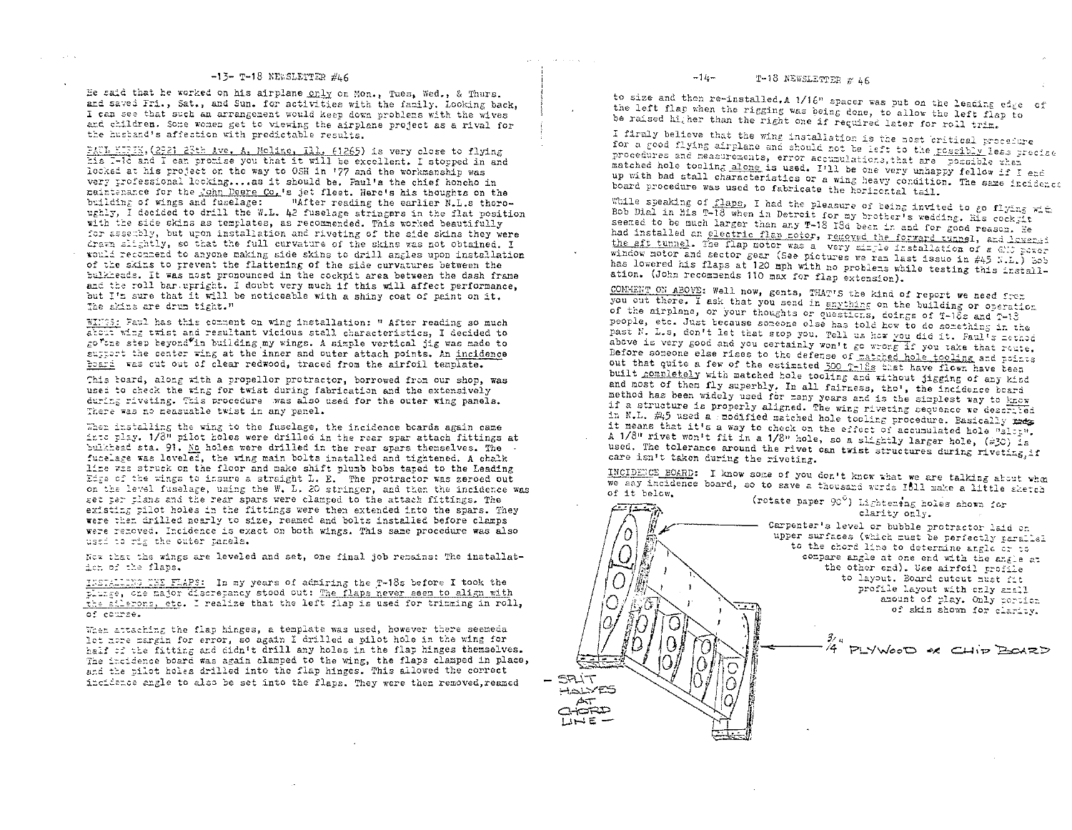He said that he worked on his airplane only on Mon., Tues, Wed., & Thurs. and saved Fri., Sat., and Sun. for activities with the family. Looking back, I can see that such an arrangement would keep down problems with the wives and children. Some women get to viewing the airplane project as a rival for the husband's affection with predictable results.

PAUL KIRIK, (2921 28th Ave. A, Moline, Ill. 61265) is very close to flying his T-18 and I can promise you that it will be excellent. I stopped in and looked at his project on the way to OSH in '77 and the workmanship was very professional looking....as it should be. Paul's the chief honcho in maintenance for the John Deere Co.'s jet fleet. Here's his thoughts on the building of wings and fuselage: "After reading the earlier N.L.s thoroughly, I decided to drill the W.L. 42 fuselage stringers in the flat position with the side skins as templates, as recommended. This worked beautifully for assembly, but upon installation and riveting of the side skins they were drawn slightly, so that the full curvature of the skins was not obtained. I would recommend to anyone making side skins to drill angles upon installation of the skins to prevent the flattening of the side curvatures between the bulkheads. It was most pronounced in the cockpit area between the dash frame and the roll bar upright. I doubt very much if this will affect performance, but I'm sure that it will be noticeable with a shiny coat of paint on it. The skins are drum tight."

WINGS: Paul has this comment on wing installation: " After reading so much about wing twist and resultant vicious stall characteristics, I decided to go one step beyond in building my wings. A simple vertical jig was made to support the center wing at the inner and outer attach points. An incidence board was cut out of clear redwood, traced from the airfoil template.

This board, along with a propellor protractor, borrowed from our shop, was used to check the wing for twist during fabrication and the extensively during riveting. This procedure was also used for the outer wing panels. There was no measurable twist in any panel.

When installing the wing to the fuselage, the incidence boards again came into play. 1/8" pilot holes were drilled in the rear spar attach fittings at bulkhead sta. 91. No holes were drilled in the rear spars themselves. The fuselage was leveled, the wing main bolts installed and tightened. A chalk line was struck on the floor and make shift plumb bobs taped to the Leading Edge of the wings to insure a straight L. E. The protractor was zeroed out on the level fuselage, using the W. L. 20 stringer, and then the incidence was set per plans and the rear spars were clamped to the attach fittings. The existing pilot holes in the fittings were then extended into the spars. They were then drilled nearly to size, reamed and bolts installed before clamps were removed. Incidence is exact on both wings. This same procedure was also used to rig the outer panels.

Now that the wings are leveled and set, one final job remains: The installation of the flaps.

INSTALLING THE FLAPS: In my years of admiring the T-18s before I took the plunge, one major discrepancy stood out: The flaps never seem to align with the ailerons, etc. I realize that the left flap is used for trimming in roll, of course.

When attaching the flap hinges, a template was used, however there seemed a lot more margin for error, so again I drilled a pilot hole in the wing for half of the fitting and didn't drill any holes in the flap hinges themselves. The incidence board was again clamped to the wing, the flaps clamped in place, and the pilot holes drilled into the flap hinges. This allowed the correct incidence angle to also be set into the flaps. They were then removed, reamed to size and then re-installed. A 1/16" spacer was put on the leading edge of the left flap when the rigging was being done, to allow the left flap to be raised higher than the right one if required later for roll trim.

I firmly believe that the wing installation is the most critical procedure for a good flying airplane and should not be left to the possibly less precise procedures and measurements, error accumulations, that are possible when matched hole tooling alone is used. I'll be one very unhappy fellow if I end up with bad stall characteristics or a wing heavy condition. The same incidence board procedure was used to fabricate the horizontal tail.

While speaking of flaps, I had the pleasure of being invited to go flying with Bob Dial in his T-18 when in Detroit for my brother's wedding. His cockpit seemed to be much larger than any T-18 I'd been in and for good reason. He had installed an electric flap motor, removed the forward tunnel, and lowered the aft tunnel. The flap motor was a very simple installation of a GMC power window motor and sector gear (See pictures we ran last issue in #45 N.L.) Bob has lowered his flaps at 120 mph with no problems while testing this installation. (John recommends 110 max for flap extension).

COMMENT ON ABOVE: Well now, gents, THAT'S the kind of report we need from you out there. I ask that you send in anything on the building or operation of the airplane, or your thoughts or questions, doings of T-18s and T-18 people, etc. Just because someone else has told how to do something in the past N. L.s, don't let that stop you. Tell us how you did it. Paul's method above is very good and you certainly won't go wrong if you take that route. Before someone else rises to the defense of matched hole tooling and points out that quite a few of the estimated 300 T-18s that have flown have been built completely with matched hole tooling and without jigging of any kind and most of them fly superbly. In all fairness, tho', the incidence board method has been widely used for many years and is the simplest way to know if a structure is properly aligned. The wing riveting sequence we described in N.L. #45 used a modified matched hole tooling procedure. Basically it means that it's a way to check on the effect of accumulated hole "slop". A 1/8" rivet won't fit in a 1/8" hole, so a slightly larger hole, (#30) is used. The tolerance around the rivet can twist structures during riveting, if care isn't taken during the riveting.

INCIDENCE BOARD: I know some of you don't know what we are talking about when we say incidence board, so to save a thousand words I'll make a little sketch of it below.

(rotate paper 90°) Lightening holes shown for clarity only.

Carpenter's level or bubble protractor laid on upper surfaces (which must be perfectly parallel to the chord line to determine angle or to compare angle at one end with the angle at the other end). Use airfoil profile to layout. Board cutout must fit profile layout with only small amount of play. Only portion of skin shown for clarity.

3/4 PLYWOOD or CHIP BOARD

— SPLIT HALVES AT CHORD LINE —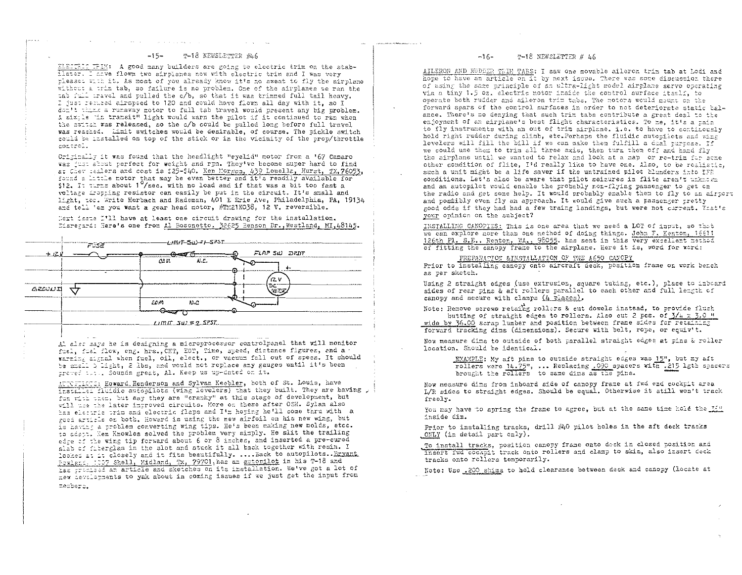ELECTRIC TRIM: A good many builders are going to electric trim on the stabilator. I have flown two airplanes now with electric trim and I was very pleased with it. As most of you already knew it's no sweat to fly the airplane without a trim tab, so failure is no problem. One of the airplanes we ran the tab full travel and pulled the c/b, so that it was trimmed full tail heavy. I just reduced airspeed to 120 and could have flown all day with it, so I don't think a runaway motor to full tab travel would present any big problem. A simple "in transit" light would warn the pilot if it continued to run when the switch was released, so the c/b could be pulled long before full travel was reached. Limit switches would be desirable, of course. The pickle switch could be installed on top of the stick or in the vicinity of the prop/throttle control.

Originally it was found that the headlight "eyelid" motor from a '67 Camaro was just about perfect for weight and rpm. They've become super hard to find at Chev dealers and cost is $25-$40. Ken Morgan, 439 Louella, Hurst, TX, 76053, found a little motor that may be even better and it's readily available for $12. It turns about 1°/sec. with no load and if that was a bit too fast a voltage dropping resistor can easily be put in the circuit. It's small and light, too. Write Herbach and Rademan, 401 E Erie Ave, Philadelphia, PA, 19134 and tell 'em you want a gear head motor, #TM21K038, 12 V. reversible.

Next issue I'll have at least one circuit drawing for the installation. Disregard: Here's one from Al Bosonetto, 32625 Benson Dr., Westland, MI, 48145.

+12V — FUSE — LIMIT SW #1 SPST (COM, N.C.) — FLAP SW DPDT — 12V DC MOTOR — GROUND — LIMIT SW #2 SPST (COM, N.C.)

Al also says he is designing a microprocessor controlpanel that will monitor fuel, fuel flow, eng. hrs., CHT, EGT, Time, speed, distance figures, and a warning signal when fuel, oil, elect., or vacuum fall out of specs. It should be small & light, 2 lbs, and would not replace any gauges until it's been proved out. Sounds great, Al. Keep us up-dated on it.

AUTOPILOTS: Howard Henderson and Sylvan Keebler, both of St. Louis, have installed fluidic autopilots (wing levelers) that they built. They are having fun with them, but say they are "cranky" at this stage of development, but will use the later improved circuits. More on these after OSH. Sylan also has electric trim and electric flaps and I'm hoping he'll come thru with a good article on both. Howard is using the new airfoil on his new wing, but is having a problem converting wing tips. He's been making new molds, etc. to adapt. Ken Knowles solved the problem very simply. He slit the trailing edge of the wing tip forward about 6 or 8 inches, and inserted a pre-cured slab of fiberglas in the slot and stuck it all back together with resin. I looked at it closely and it fits beautifully. ....Back to autopilots..Bryant Rowland, 1007 Shell, Midland, Tx, 79701, has an autopilot in his T-18 and has promised an article and sketches on its installation. We've got a lot of new developments to yak about in coming issues if we just get the input from members.

AILERON AND RUDDER TRIM TABS: I saw one movable aileron trim tab at Lodi and hope to have an article on it by next issue. There was some discussion there of using the same principle of an ultra-light model airplane servo operating via a tiny 1.5 oz. electric motor inside the control surface itself, to operate both rudder and aileron trim tabs. The motors would mount on the forward spars of the control surfaces in order to not deteriorate static balance. There's no denying that such trim tabs contribute a great deal to the enjoyment of an airplane's best flight characteristics. To me, it's a pain to fly instruments with an out of trim airplane. i.e. to have to continuously hold right rudder during climb, etc.Perhaps the fluidic autopilots and wing levelers will fill the bill if we can make them fulfill a dual purpose. If we could use them to trim all three axis, then turn them off and hand fly the airplane until we wanted to relax and look at a map or re-trim for some other condition of flite, I'd really like to have one. Also, to be realistic, such a unit might be a life saver if the untrained pilot blunders into IFR conditions. Let's also be aware that pilot seizures in flite aren't unknown and an autopilot would enable the probably non-flying passenger to get on the radio and get some help. It would probably enable them to fly to an airport and possibly even fly an approach. It would give such a passenger pretty good odds if they had had a few training landings, but were not current. What's your opinion on the subject?

INSTALLING CANOPIES: This is one area that we need a LOT of input, so that we can explore more than one method of doing things. John F. Kenton, 16611 126th Pl. S.E., Renton, WA., 98055, has sent in this very excellent method of fitting the canopy frame to the airplane. Here it is, word for word:

PREPARATION & INSTALLATION OF THE A650 CANOPY

Prior to installing canopy onto aircraft deck, position frame on work bench as per sketch.

Using 2 straight edges (use extrusion, square tubing, etc.), place to inboard sides of rear pins & aft rollers parallel to each other and full length of canopy and secure with clamps (4 places).

Note: Remove screws retaining rollers & cut dowels instead, to provide flush butting of straight edges to rollers. Also cut 2 pcs. of 3/4 x 3.0 " wide by 36.00 scrap lumber and position between frame sides for retaining forward tracking dims (dimensions). Secure with belt, rope, or equiv't.

Now measure dims to outside of both parallel straight edges at pins & roller location. Should be identical.

> EXAMPLE: My aft pins to outside straight edges was 15", but my aft rollers were 14.75", ... Replacing .090 spacers with .215 lgth spacers brought the rollers to same dims as the pins.

Now measure dims from inboard side of canopy frame at fwd end cockpit area L/R sides to straight edges. Should be equal. Otherwise it still won't track freely.

You may have to spring the frame to agree, but at the same time hold the 36" inside dim.

Prior to installing tracks, drill #40 pilot holes in the aft deck tracks ONLY (in detail part only).

To install tracks, position canopy frame onto deck in closed position and insert fwd cockpit track onto rollers and clamp to skin, also insert deck tracks onto rollers temporarily.

Note: Use .200 shims to hold clearance between deck and canopy (locate at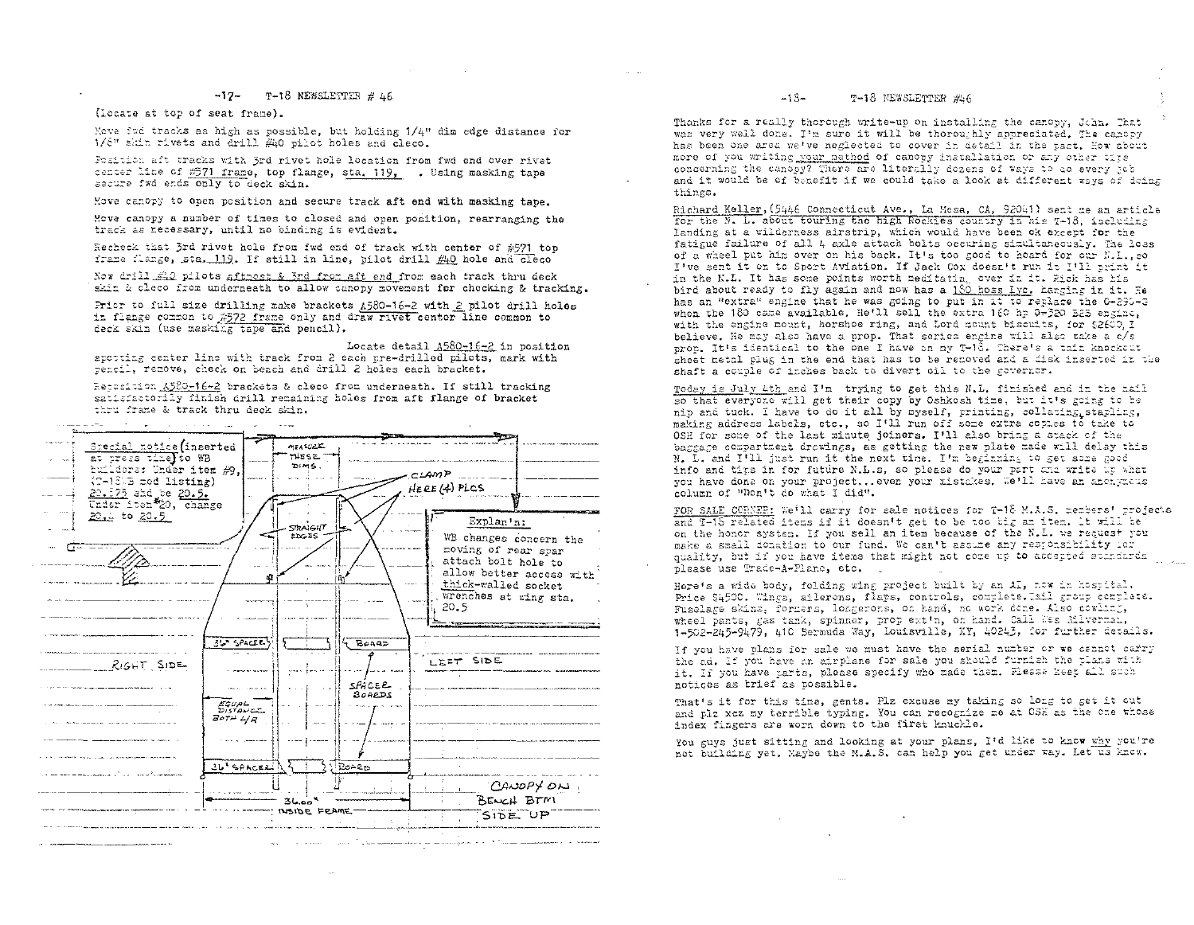(Locate at top of seat frame).

Move fwd tracks as high as possible, but holding 1/4" dim edge distance for 1/8" skin rivets and drill #40 pilot holes and cleco.

Position aft tracks with 3rd rivet hole location from fwd end over rivet center line of #571 frame, top flange, sta. 119, . Using masking tape secure fwd ends only to deck skin.

Move canopy to open position and secure track aft end with masking tape.

Move canopy a number of times to closed and open position, rearranging the track as necessary, until no binding is evident.

Recheck that 3rd rivet hole from fwd end of track with center of #571 top frame flange, sta. 119. If still in line, pilot drill #40 hole and cleco

Now drill #40 pilots aftmost & 3rd from aft end from each track thru deck skin & cleco from underneath to allow canopy movement for checking & tracking.

Prior to full size drilling make brackets A580-16-2 with 2 pilot drill holes in flange common to #572 frame only and draw rivet center line common to deck skin (use masking tape and pencil).

Locate detail A580-16-2 in position spotting center line with track from 2 each pre-drilled pilots, mark with pencil, remove, check on bench and drill 2 holes each bracket.

Reposition A580-16-2 brackets & cleco from underneath. If still tracking satisfactorily finish drill remaining holes from aft flange of bracket thru frame & track thru deck skin.

Special notice (inserted at press time) to WB builders: Under item #9, (T-18 B mod listing) 20.375 shd be 20.5. Under item #20, change 20._ to 20.5

Explan'n: WB changes concern the moving of rear spar attach bolt hole to allow better access with thick-walled socket wrenches at wing sta. 20.5

Thanks for a really thorough write-up on installing the canopy, John. That was very well done. I'm sure it will be thoroughly appreciated. The canopy has been one area we've neglected to cover in detail in the past. How about more of you writing your method of canopy installation or any other tips concerning the canopy? There are literally dozens of ways to do every job and it would be of benefit if we could take a look at different ways of doing things.

Richard Keller, (5446 Connecticut Ave., La Mesa, CA, 92041) sent me an article for the N. L. about touring the high Rockies country in his T-18, including landing at a wilderness airstrip, which would have been ok except for the fatigue failure of all 4 axle attach bolts occuring simultaneously. The loss of a wheel put him over on his back. It's too good to hoard for our N.L., so I've sent it on to Sport Aviation. If Jack Cox doesn't run it I'll print it in the N.L. It has some points worth meditating over in it. Rick has his bird about ready to fly again and now has a 180 hoss Lyc. hanging in it. He has an "extra" engine that he was going to put in it to replace the 0-290-G when the 180 came available. He'll sell the extra 160 hp 0-320 B2B engine, with the engine mount, horshoe ring, and Lord mount biscuits, for $2600, I believe. He may also have a prop. That series engine will also take a c/s prop. It's identical to the one I have on my T-18. There's a thin knockout sheet metal plug in the end that has to be removed and a disk inserted in the shaft a couple of inches back to divert oil to the governor.

Today is July 4th and I'm trying to get this N.L. finished and in the mail so that everyone will get their copy by Oshkosh time, but it's going to be nip and tuck. I have to do it all by myself, printing, collating, stapling, making address labels, etc., so I'll run off some extra copies to take to OSH for some of the last minute joiners. I'll also bring a stack of the baggage compartment drawings, as getting the new plate made will delay this N. L. and I'll just run it the next time. I'm beginning to get some good info and tips in for future N.L.s, so please do your part and write up what you have done on your project...even your mistakes. We'll have an anonymous column of "Don't do what I did".

FOR SALE CORNER: We'll carry for sale notices for T-18 M.A.S. members' projects and T-18 related items if it doesn't get to be too big an item. It will be on the honor system. If you sell an item because of the N.L. we request you make a small donation to our fund. We can't assume any responsibility for quality, but if you have items that might not come up to accepted standards please use Trade-A-Plane, etc.

Here's a wide body, folding wing project built by an AI, now in hospital. Price $4500. Wings, ailerons, flaps, controls, complete. Tail group complete. Fuselage skins, formers, longerons, on hand, no work done. Also cowling, wheel pants, gas tank, spinner, prop ext'n, on hand. Call Wes Silverman, 1-502-245-9479, 410 Bermuda Way, Louisville, KY, 40243, for further details.

If you have plans for sale we must have the serial number or we cannot carry the ad. If you have an airplane for sale you should furnish the plans with it. If you have parts, please specify who made them. Please keep all such notices as brief as possible.

That's it for this time, gents. Plz excuse my taking so long to get it out and plz xcz my terrible typing. You can recognize me at OSH as the one whose index fingers are worn down to the first knuckle.

You guys just sitting and looking at your plans, I'd like to know why you're not building yet. Maybe the M.A.S. can help you get under way. Let us know.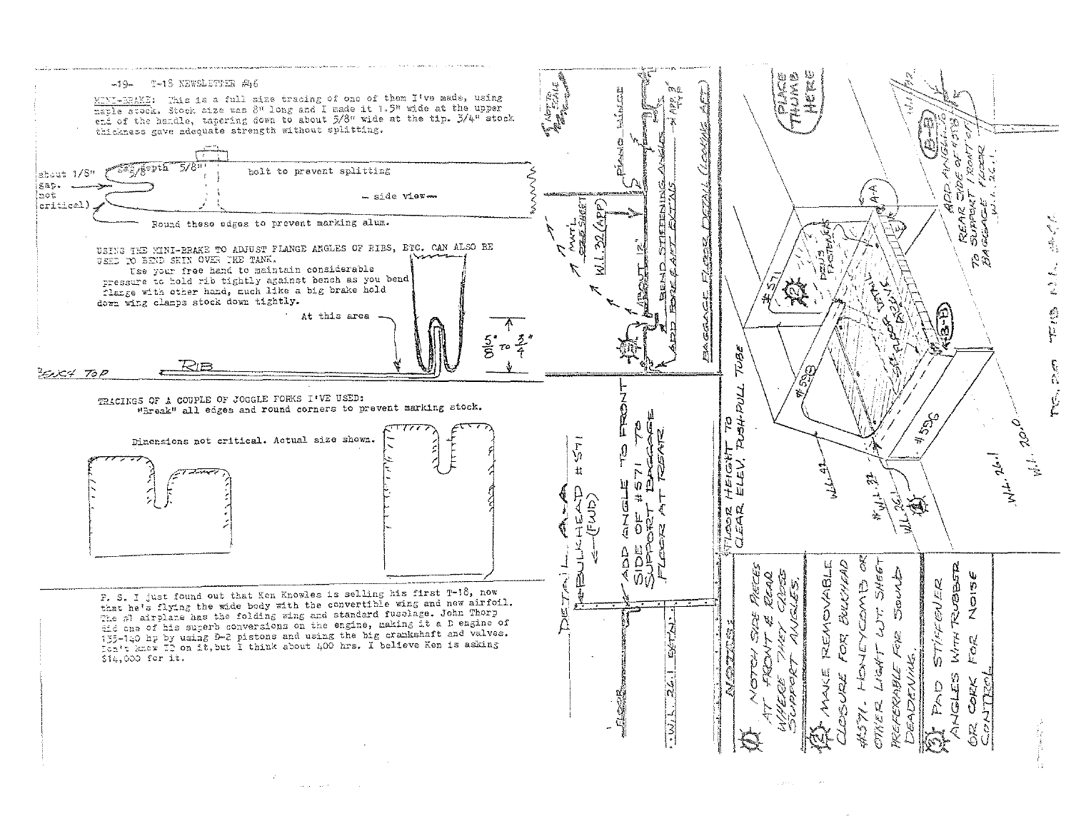-19- T-18 NEWSLETTER #46

MINI-BRAKE: This is a full size tracing of one of them I've made, using maple stock. Stock size was 8" long and I made it 1.5" wide at the upper end of the handle, tapering down to about 5/8" wide at the tip. 3/4" stock thickness gave adequate strength without splitting.

about 1/8" gap. not critical)

5/8" depth 5/8"

bolt to prevent splitting

— side view —

Round these edges to prevent marking alum.

USING THE MINI-BRAKE TO ADJUST FLANGE ANGLES OF RIBS, ETC. CAN ALSO BE USED TO BEND SKIN OVER THE TANK.

Use your free hand to maintain considerable pressure to hold rib tightly against bench as you bend flange with other hand, much like a big brake hold down wing clamps stock down tightly.

At this area

5/8" TO 3/4"

BENCH TOP

RIB

TRACINGS OF A COUPLE OF JOGGLE FORKS I'VE USED:
"Break" all edges and round corners to prevent marking stock.

Dimensions not critical. Actual size shown.

P. S. I just found out that Ken Knowles is selling his first T-18, now that he's flying the wide body with the convertible wing and new airfoil. The #1 airplane has the folding wing and standard fuselage. John Thorp did one of his superb conversions on the engine, making it a D engine of 135-140 hp by using D-2 pistons and using the big crankshaft and valves. Don't know TT on it, but I think about 400 hrs. I believe Ken is asking $14,000 for it.

NOT TO SCALE

PIANO HINGE

MAT'L .025 SHEET

W.L. 32 (APP)

ABOUT 12"

BEND STIFFENING ANGLES

ADD FORE & AFT EXTNS

APP 3" TYP

BAGGAGE FLOOR DETAIL (LOOKING AFT)

DETAIL A-A

BULKHEAD #571 (FWD)

ADD ANGLE TO FRONT SIDE OF #571 TO SUPPORT BAGGAGE FLOOR AT REAR

FLOOR

W.L. 26.1 EXTN.

FLOOR HEIGHT TO CLEAR ELEV. PUSH-PULL TUBE

PLACE THUMB HERE

DZUS FASTENERS

#571

#598

#596

A-A

B-B

SEE FLOOR DETAIL ABOVE

W.L. 41

W.L. 32

W.L. 26.1

W.L. 20.0

W.L. 32

B-B

ADD ANGLE TO REAR SIDE OF #598 TO SUPPORT FRONT OF BAGGAGE FLOOR W.L. 26.1

TO BE FIG. NO. 44

NOTES:

1. NOTCH SIDE PIECES AT FRONT & REAR WHERE THEY CROSS SUPPORT ANGLES.
2. MAKE REMOVABLE CLOSURE FOR BULKHEAD #571. HONEYCOMB OR OTHER LIGHT WT SHEET PREFERABLE FOR SOUND DEADENING.
3. PAD STIFFENER ANGLES WITH RUBBER OR CORK FOR NOISE CONTROL.